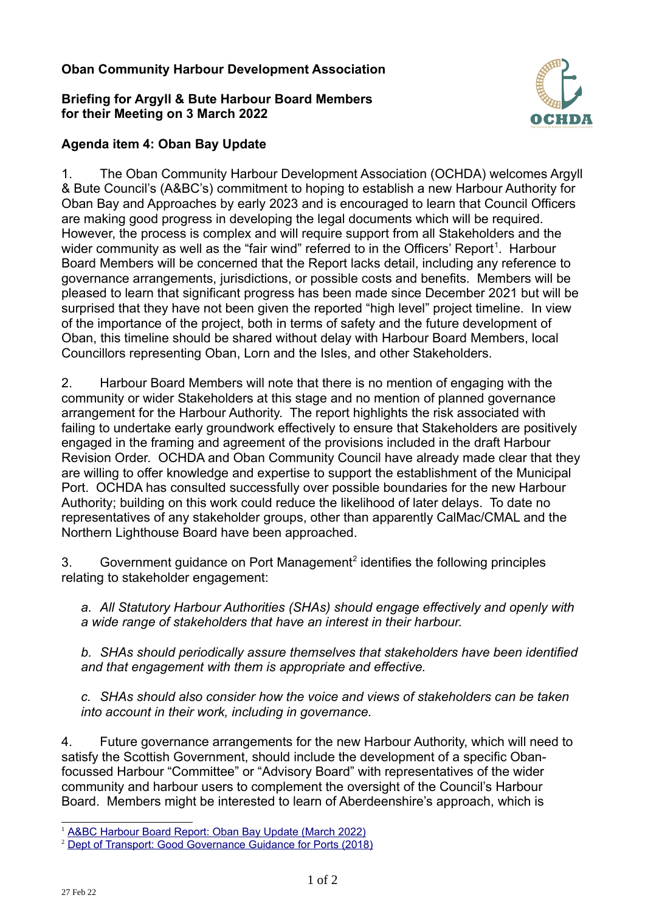**Oban Community Harbour Development Association**

**Briefing for Argyll & Bute Harbour Board Members for their Meeting on 3 March 2022**

**Agenda item 4: Oban Bay Update**

1. The Oban Community Harbour Development Association (OCHDA) welcomes Argyll & Bute Council's (A&BC's) commitment to hoping to establish a new Harbour Authority for Oban Bay and Approaches by early 2023 and is encouraged to learn that Council Officers are making good progress in developing the legal documents which will be required. However, the process is complex and will require support from all Stakeholders and the wider community as well as the "fair wind" referred to in the Officers' Report[1]. Harbour Board Members will be concerned that the Report lacks detail, including any reference to governance arrangements, jurisdictions, or possible costs and benefits. Members will be pleased to learn that significant progress has been made since December 2021 but will be surprised that they have not been given the reported "high level" project timeline. In view of the importance of the project, both in terms of safety and the future development of Oban, this timeline should be shared without delay with Harbour Board Members, local Councillors representing Oban, Lorn and the Isles, and other Stakeholders.

2. Harbour Board Members will note that there is no mention of engaging with the community or wider Stakeholders at this stage and no mention of planned governance arrangement for the Harbour Authority. The report highlights the risk associated with failing to undertake early groundwork effectively to ensure that Stakeholders are positively engaged in the framing and agreement of the provisions included in the draft Harbour Revision Order. OCHDA and Oban Community Council have already made clear that they are willing to offer knowledge and expertise to support the establishment of the Municipal Port. OCHDA has consulted successfully over possible boundaries for the new Harbour Authority; building on this work could reduce the likelihood of later delays. To date no representatives of any stakeholder groups, other than apparently CalMac/CMAL and the Northern Lighthouse Board have been approached.

3. Government guidance on Port Management[2] identifies the following principles relating to stakeholder engagement:

*a. All Statutory Harbour Authorities (SHAs) should engage effectively and openly with a wide range of stakeholders that have an interest in their harbour.*

*b. SHAs should periodically assure themselves that stakeholders have been identified and that engagement with them is appropriate and effective.*

*c. SHAs should also consider how the voice and views of stakeholders can be taken into account in their work, including in governance.*

4. Future governance arrangements for the new Harbour Authority, which will need to satisfy the Scottish Government, should include the development of a specific Oban-focussed Harbour "Committee" or "Advisory Board" with representatives of the wider community and harbour users to complement the oversight of the Council's Harbour Board. Members might be interested to learn of Aberdeenshire's approach, which is

---

[1] A&BC Harbour Board Report: Oban Bay Update (March 2022)

[2] Dept of Transport: Good Governance Guidance for Ports (2018)

27 Feb 22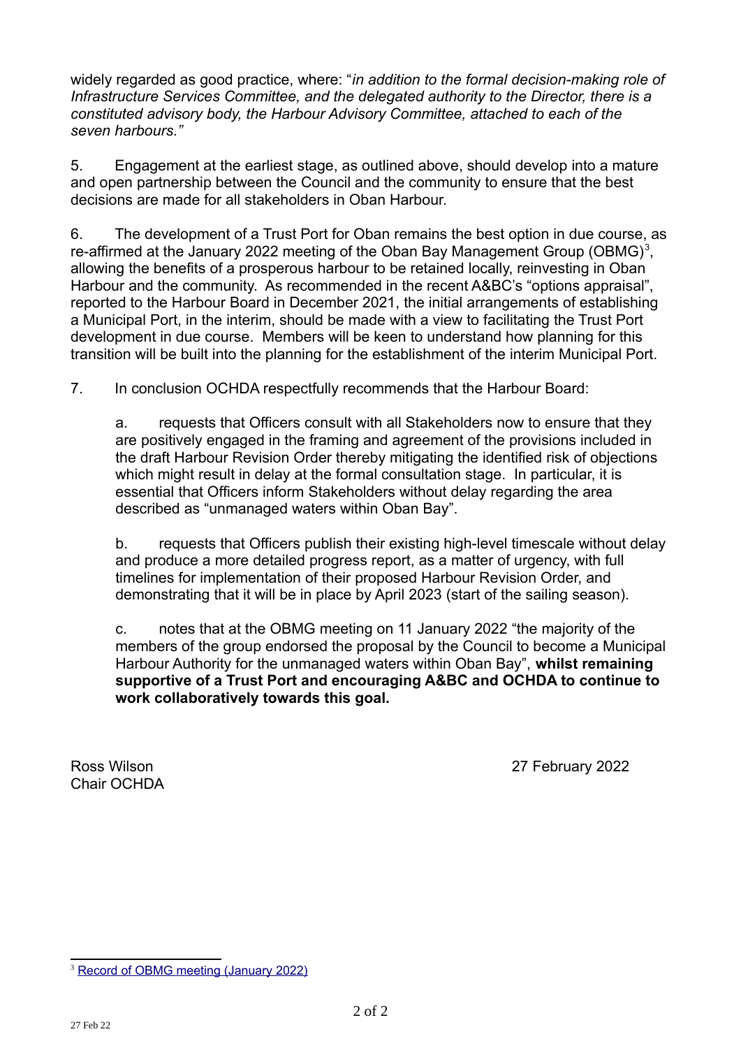widely regarded as good practice, where: "*in addition to the formal decision-making role of Infrastructure Services Committee, and the delegated authority to the Director, there is a constituted advisory body, the Harbour Advisory Committee, attached to each of the seven harbours."*

5. Engagement at the earliest stage, as outlined above, should develop into a mature and open partnership between the Council and the community to ensure that the best decisions are made for all stakeholders in Oban Harbour.

6. The development of a Trust Port for Oban remains the best option in due course, as re-affirmed at the January 2022 meeting of the Oban Bay Management Group (OBMG)[3], allowing the benefits of a prosperous harbour to be retained locally, reinvesting in Oban Harbour and the community. As recommended in the recent A&BC's "options appraisal", reported to the Harbour Board in December 2021, the initial arrangements of establishing a Municipal Port, in the interim, should be made with a view to facilitating the Trust Port development in due course. Members will be keen to understand how planning for this transition will be built into the planning for the establishment of the interim Municipal Port.

7. In conclusion OCHDA respectfully recommends that the Harbour Board:

a. requests that Officers consult with all Stakeholders now to ensure that they are positively engaged in the framing and agreement of the provisions included in the draft Harbour Revision Order thereby mitigating the identified risk of objections which might result in delay at the formal consultation stage. In particular, it is essential that Officers inform Stakeholders without delay regarding the area described as "unmanaged waters within Oban Bay".

b. requests that Officers publish their existing high-level timescale without delay and produce a more detailed progress report, as a matter of urgency, with full timelines for implementation of their proposed Harbour Revision Order, and demonstrating that it will be in place by April 2023 (start of the sailing season).

c. notes that at the OBMG meeting on 11 January 2022 "the majority of the members of the group endorsed the proposal by the Council to become a Municipal Harbour Authority for the unmanaged waters within Oban Bay", **whilst remaining supportive of a Trust Port and encouraging A&BC and OCHDA to continue to work collaboratively towards this goal.**

Ross Wilson
Chair OCHDA

27 February 2022

[3] Record of OBMG meeting (January 2022)